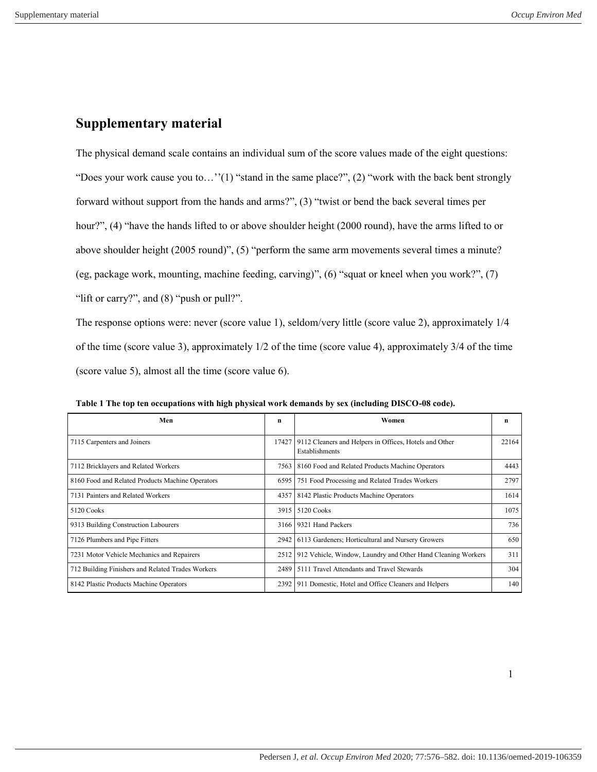# Supplementary material

The physical demand scale contains an individual sum of the score values made of the eight questions: "Does your work cause you to…''(1) "stand in the same place?", (2) "work with the back bent strongly forward without support from the hands and arms?", (3) "twist or bend the back several times per hour?", (4) "have the hands lifted to or above shoulder height (2000 round), have the arms lifted to or above shoulder height (2005 round)", (5) "perform the same arm movements several times a minute? (eg, package work, mounting, machine feeding, carving)", (6) "squat or kneel when you work?", (7) "lift or carry?", and (8) "push or pull?".

The response options were: never (score value 1), seldom/very little (score value 2), approximately 1/4 of the time (score value 3), approximately 1/2 of the time (score value 4), approximately 3/4 of the time (score value 5), almost all the time (score value 6).

**Table 1 The top ten occupations with high physical work demands by sex (including DISCO-08 code).**

| Men | n | Women | n |
|---|---|---|---|
| 7115 Carpenters and Joiners | 17427 | 9112 Cleaners and Helpers in Offices, Hotels and Other Establishments | 22164 |
| 7112 Bricklayers and Related Workers | 7563 | 8160 Food and Related Products Machine Operators | 4443 |
| 8160 Food and Related Products Machine Operators | 6595 | 751 Food Processing and Related Trades Workers | 2797 |
| 7131 Painters and Related Workers | 4357 | 8142 Plastic Products Machine Operators | 1614 |
| 5120 Cooks | 3915 | 5120 Cooks | 1075 |
| 9313 Building Construction Labourers | 3166 | 9321 Hand Packers | 736 |
| 7126 Plumbers and Pipe Fitters | 2942 | 6113 Gardeners; Horticultural and Nursery Growers | 650 |
| 7231 Motor Vehicle Mechanics and Repairers | 2512 | 912 Vehicle, Window, Laundry and Other Hand Cleaning Workers | 311 |
| 712 Building Finishers and Related Trades Workers | 2489 | 5111 Travel Attendants and Travel Stewards | 304 |
| 8142 Plastic Products Machine Operators | 2392 | 911 Domestic, Hotel and Office Cleaners and Helpers | 140 |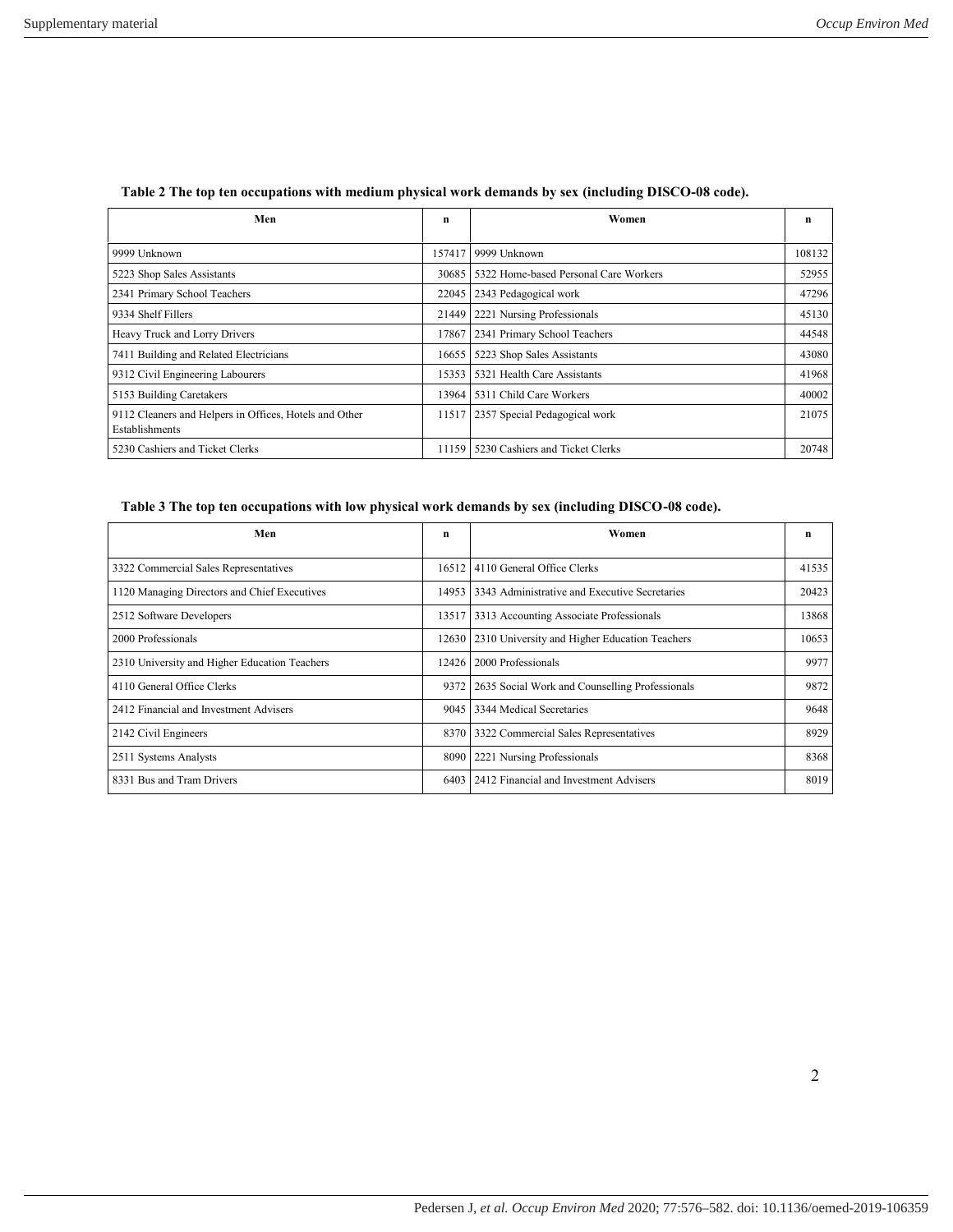**Table 2 The top ten occupations with medium physical work demands by sex (including DISCO-08 code).**

| Men | n | Women | n |
|---|---|---|---|
| 9999 Unknown | 157417 | 9999 Unknown | 108132 |
| 5223 Shop Sales Assistants | 30685 | 5322 Home-based Personal Care Workers | 52955 |
| 2341 Primary School Teachers | 22045 | 2343 Pedagogical work | 47296 |
| 9334 Shelf Fillers | 21449 | 2221 Nursing Professionals | 45130 |
| Heavy Truck and Lorry Drivers | 17867 | 2341 Primary School Teachers | 44548 |
| 7411 Building and Related Electricians | 16655 | 5223 Shop Sales Assistants | 43080 |
| 9312 Civil Engineering Labourers | 15353 | 5321 Health Care Assistants | 41968 |
| 5153 Building Caretakers | 13964 | 5311 Child Care Workers | 40002 |
| 9112 Cleaners and Helpers in Offices, Hotels and Other Establishments | 11517 | 2357 Special Pedagogical work | 21075 |
| 5230 Cashiers and Ticket Clerks | 11159 | 5230 Cashiers and Ticket Clerks | 20748 |

**Table 3 The top ten occupations with low physical work demands by sex (including DISCO-08 code).**

| Men | n | Women | n |
|---|---|---|---|
| 3322 Commercial Sales Representatives | 16512 | 4110 General Office Clerks | 41535 |
| 1120 Managing Directors and Chief Executives | 14953 | 3343 Administrative and Executive Secretaries | 20423 |
| 2512 Software Developers | 13517 | 3313 Accounting Associate Professionals | 13868 |
| 2000 Professionals | 12630 | 2310 University and Higher Education Teachers | 10653 |
| 2310 University and Higher Education Teachers | 12426 | 2000 Professionals | 9977 |
| 4110 General Office Clerks | 9372 | 2635 Social Work and Counselling Professionals | 9872 |
| 2412 Financial and Investment Advisers | 9045 | 3344 Medical Secretaries | 9648 |
| 2142 Civil Engineers | 8370 | 3322 Commercial Sales Representatives | 8929 |
| 2511 Systems Analysts | 8090 | 2221 Nursing Professionals | 8368 |
| 8331 Bus and Tram Drivers | 6403 | 2412 Financial and Investment Advisers | 8019 |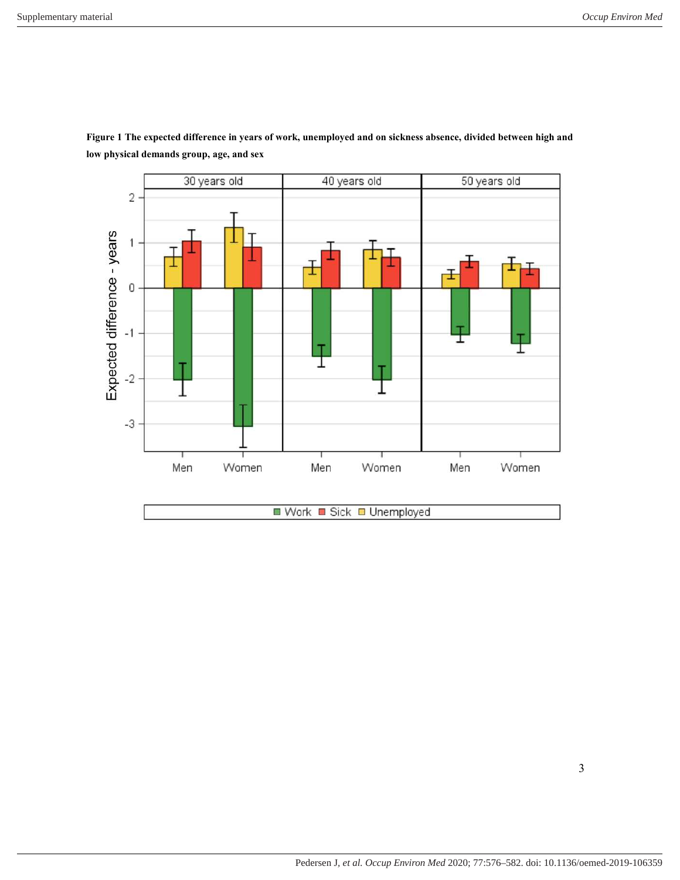**Figure 1 The expected difference in years of work, unemployed and on sickness absence, divided between high and low physical demands group, age, and sex**

30 years old

40 years old

50 years old

Expected difference - years

2

1

0

-1

-2

-3

Men

Women

Men

Women

Men

Women

Work Sick Unemployed